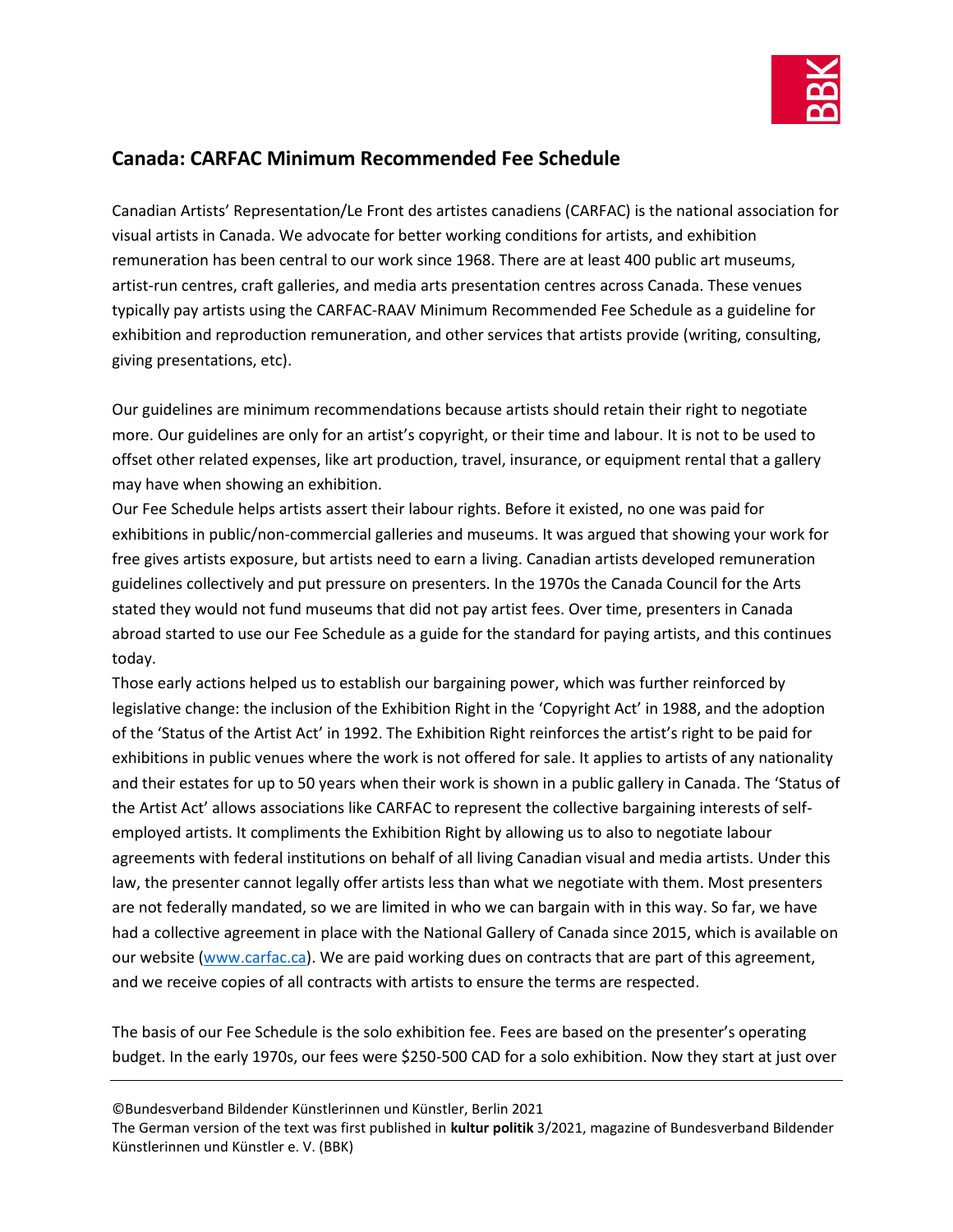## Canada: CARFAC Minimum Recommended Fee Schedule

Canadian Artists' Representation/Le Front des artistes canadiens (CARFAC) is the national association for visual artists in Canada. We advocate for better working conditions for artists, and exhibition remuneration has been central to our work since 1968. There are at least 400 public art museums, artist-run centres, craft galleries, and media arts presentation centres across Canada. These venues typically pay artists using the CARFAC-RAAV Minimum Recommended Fee Schedule as a guideline for exhibition and reproduction remuneration, and other services that artists provide (writing, consulting, giving presentations, etc).

Our guidelines are minimum recommendations because artists should retain their right to negotiate more. Our guidelines are only for an artist's copyright, or their time and labour. It is not to be used to offset other related expenses, like art production, travel, insurance, or equipment rental that a gallery may have when showing an exhibition.

Our Fee Schedule helps artists assert their labour rights. Before it existed, no one was paid for exhibitions in public/non-commercial galleries and museums. It was argued that showing your work for free gives artists exposure, but artists need to earn a living. Canadian artists developed remuneration guidelines collectively and put pressure on presenters. In the 1970s the Canada Council for the Arts stated they would not fund museums that did not pay artist fees. Over time, presenters in Canada abroad started to use our Fee Schedule as a guide for the standard for paying artists, and this continues today.

Those early actions helped us to establish our bargaining power, which was further reinforced by legislative change: the inclusion of the Exhibition Right in the 'Copyright Act' in 1988, and the adoption of the 'Status of the Artist Act' in 1992. The Exhibition Right reinforces the artist's right to be paid for exhibitions in public venues where the work is not offered for sale. It applies to artists of any nationality and their estates for up to 50 years when their work is shown in a public gallery in Canada. The 'Status of the Artist Act' allows associations like CARFAC to represent the collective bargaining interests of self-employed artists. It compliments the Exhibition Right by allowing us to also to negotiate labour agreements with federal institutions on behalf of all living Canadian visual and media artists. Under this law, the presenter cannot legally offer artists less than what we negotiate with them. Most presenters are not federally mandated, so we are limited in who we can bargain with in this way. So far, we have had a collective agreement in place with the National Gallery of Canada since 2015, which is available on our website ([www.carfac.ca](www.carfac.ca)). We are paid working dues on contracts that are part of this agreement, and we receive copies of all contracts with artists to ensure the terms are respected.

The basis of our Fee Schedule is the solo exhibition fee. Fees are based on the presenter's operating budget. In the early 1970s, our fees were $250-500 CAD for a solo exhibition. Now they start at just over

©Bundesverband Bildender Künstlerinnen und Künstler, Berlin 2021
The German version of the text was first published in **kultur politik** 3/2021, magazine of Bundesverband Bildender Künstlerinnen und Künstler e. V. (BBK)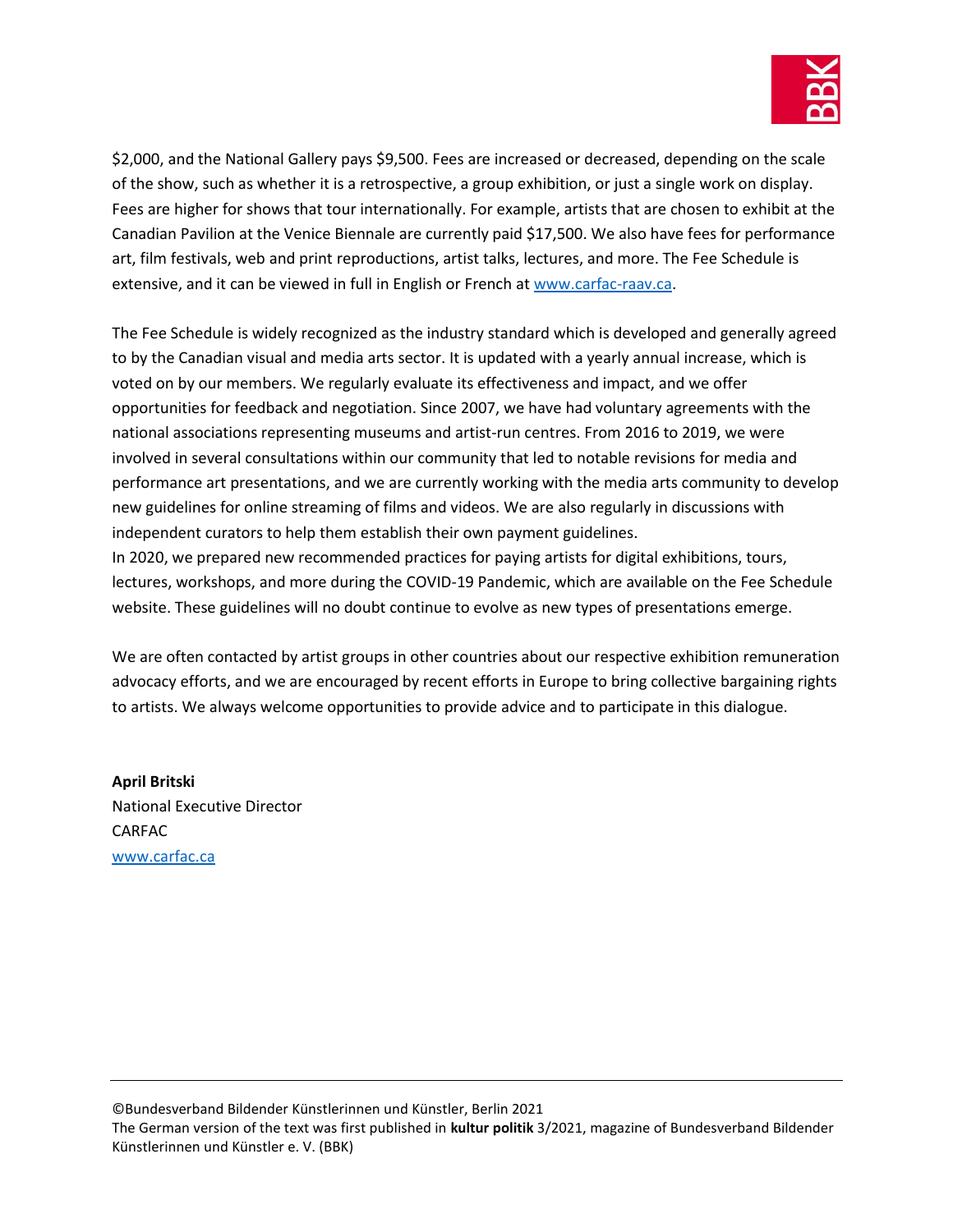$2,000, and the National Gallery pays $9,500. Fees are increased or decreased, depending on the scale of the show, such as whether it is a retrospective, a group exhibition, or just a single work on display. Fees are higher for shows that tour internationally. For example, artists that are chosen to exhibit at the Canadian Pavilion at the Venice Biennale are currently paid $17,500. We also have fees for performance art, film festivals, web and print reproductions, artist talks, lectures, and more. The Fee Schedule is extensive, and it can be viewed in full in English or French at [www.carfac-raav.ca](http://www.carfac-raav.ca).

The Fee Schedule is widely recognized as the industry standard which is developed and generally agreed to by the Canadian visual and media arts sector. It is updated with a yearly annual increase, which is voted on by our members. We regularly evaluate its effectiveness and impact, and we offer opportunities for feedback and negotiation. Since 2007, we have had voluntary agreements with the national associations representing museums and artist-run centres. From 2016 to 2019, we were involved in several consultations within our community that led to notable revisions for media and performance art presentations, and we are currently working with the media arts community to develop new guidelines for online streaming of films and videos. We are also regularly in discussions with independent curators to help them establish their own payment guidelines.
In 2020, we prepared new recommended practices for paying artists for digital exhibitions, tours, lectures, workshops, and more during the COVID-19 Pandemic, which are available on the Fee Schedule website. These guidelines will no doubt continue to evolve as new types of presentations emerge.

We are often contacted by artist groups in other countries about our respective exhibition remuneration advocacy efforts, and we are encouraged by recent efforts in Europe to bring collective bargaining rights to artists. We always welcome opportunities to provide advice and to participate in this dialogue.

**April Britski**
National Executive Director
CARFAC
[www.carfac.ca](http://www.carfac.ca)

©Bundesverband Bildender Künstlerinnen und Künstler, Berlin 2021
The German version of the text was first published in **kultur politik** 3/2021, magazine of Bundesverband Bildender Künstlerinnen und Künstler e. V. (BBK)